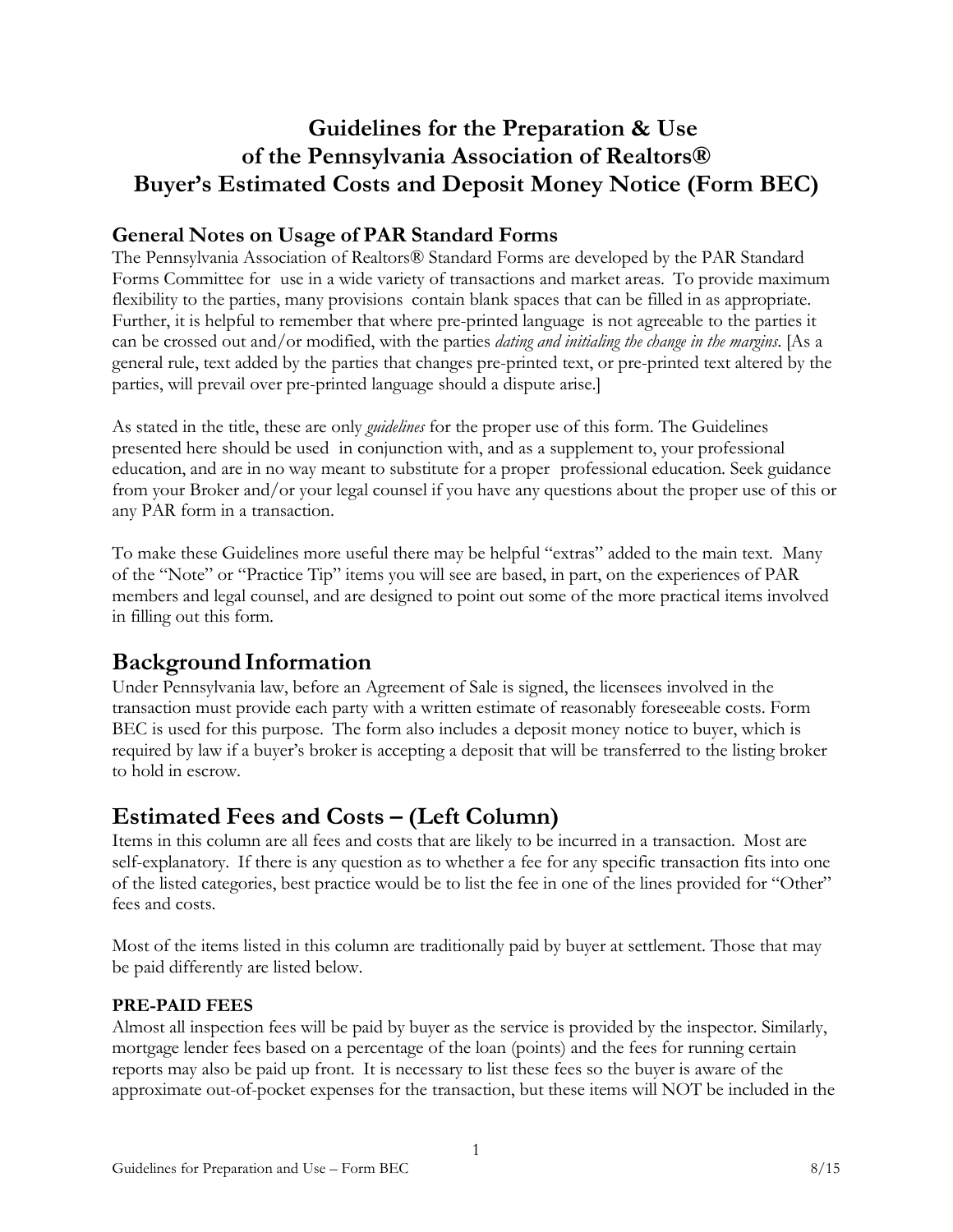# Guidelines for the Preparation & Use of the Pennsylvania Association of Realtors® Buyer's Estimated Costs and Deposit Money Notice (Form BEC)

### General Notes on Usage of PAR Standard Forms

The Pennsylvania Association of Realtors® Standard Forms are developed by the PAR Standard Forms Committee for use in a wide variety of transactions and market areas. To provide maximum flexibility to the parties, many provisions contain blank spaces that can be filled in as appropriate. Further, it is helpful to remember that where pre-printed language is not agreeable to the parties it can be crossed out and/or modified, with the parties *dating and initialing the change in the margins*. [As a general rule, text added by the parties that changes pre-printed text, or pre-printed text altered by the parties, will prevail over pre-printed language should a dispute arise.]

As stated in the title, these are only *guidelines* for the proper use of this form. The Guidelines presented here should be used in conjunction with, and as a supplement to, your professional education, and are in no way meant to substitute for a proper professional education. Seek guidance from your Broker and/or your legal counsel if you have any questions about the proper use of this or any PAR form in a transaction.

To make these Guidelines more useful there may be helpful "extras" added to the main text. Many of the "Note" or "Practice Tip" items you will see are based, in part, on the experiences of PAR members and legal counsel, and are designed to point out some of the more practical items involved in filling out this form.

## Background Information

Under Pennsylvania law, before an Agreement of Sale is signed, the licensees involved in the transaction must provide each party with a written estimate of reasonably foreseeable costs. Form BEC is used for this purpose. The form also includes a deposit money notice to buyer, which is required by law if a buyer's broker is accepting a deposit that will be transferred to the listing broker to hold in escrow.

## Estimated Fees and Costs – (Left Column)

Items in this column are all fees and costs that are likely to be incurred in a transaction. Most are self-explanatory. If there is any question as to whether a fee for any specific transaction fits into one of the listed categories, best practice would be to list the fee in one of the lines provided for "Other" fees and costs.

Most of the items listed in this column are traditionally paid by buyer at settlement. Those that may be paid differently are listed below.

#### PRE-PAID FEES

Almost all inspection fees will be paid by buyer as the service is provided by the inspector. Similarly, mortgage lender fees based on a percentage of the loan (points) and the fees for running certain reports may also be paid up front. It is necessary to list these fees so the buyer is aware of the approximate out-of-pocket expenses for the transaction, but these items will NOT be included in the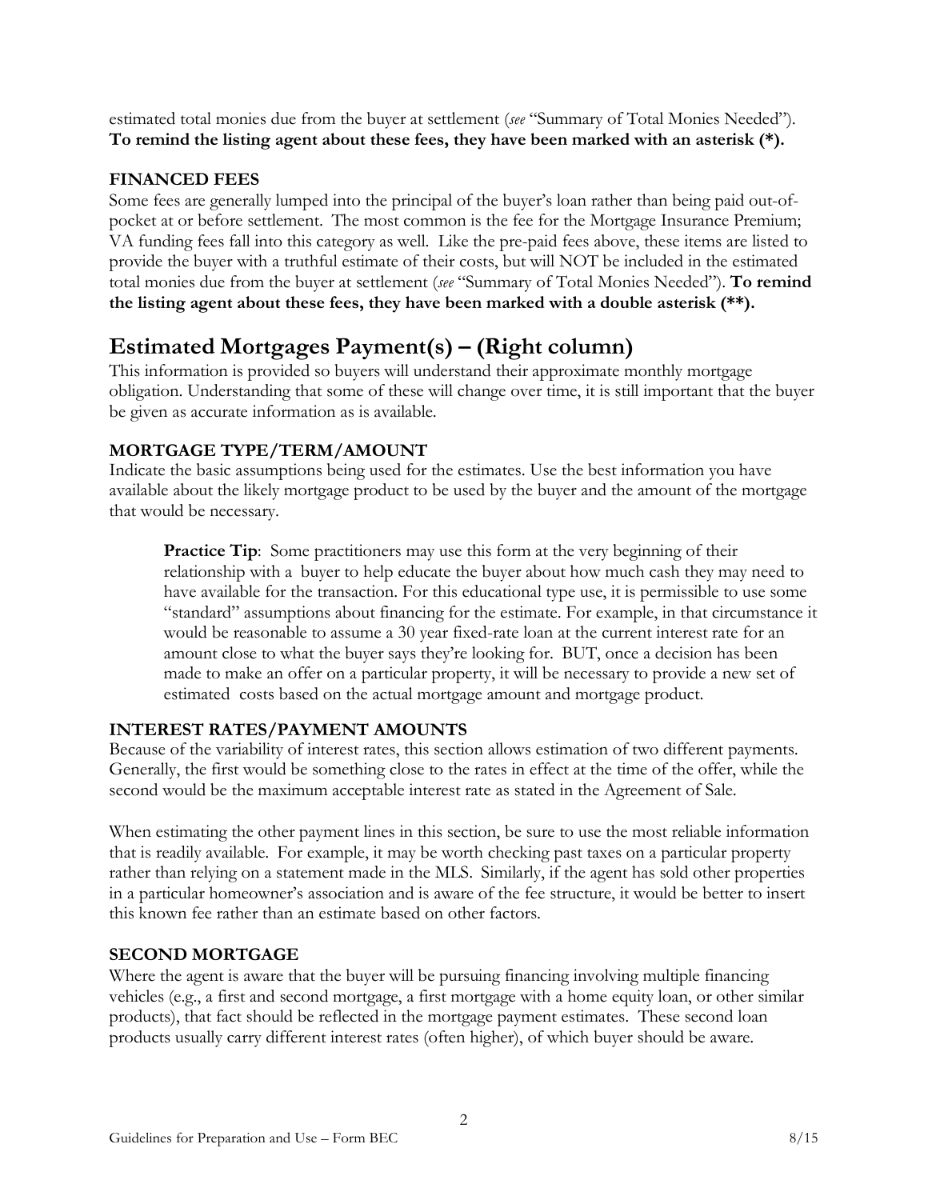estimated total monies due from the buyer at settlement (*see* "Summary of Total Monies Needed"). **To remind the listing agent about these fees, they have been marked with an asterisk (*).**

### FINANCED FEES

Some fees are generally lumped into the principal of the buyer's loan rather than being paid out-of-pocket at or before settlement. The most common is the fee for the Mortgage Insurance Premium; VA funding fees fall into this category as well. Like the pre-paid fees above, these items are listed to provide the buyer with a truthful estimate of their costs, but will NOT be included in the estimated total monies due from the buyer at settlement (*see* "Summary of Total Monies Needed"). **To remind the listing agent about these fees, they have been marked with a double asterisk (**).**

## Estimated Mortgages Payment(s) – (Right column)

This information is provided so buyers will understand their approximate monthly mortgage obligation. Understanding that some of these will change over time, it is still important that the buyer be given as accurate information as is available.

### MORTGAGE TYPE/TERM/AMOUNT

Indicate the basic assumptions being used for the estimates. Use the best information you have available about the likely mortgage product to be used by the buyer and the amount of the mortgage that would be necessary.

> **Practice Tip**: Some practitioners may use this form at the very beginning of their relationship with a buyer to help educate the buyer about how much cash they may need to have available for the transaction. For this educational type use, it is permissible to use some "standard" assumptions about financing for the estimate. For example, in that circumstance it would be reasonable to assume a 30 year fixed-rate loan at the current interest rate for an amount close to what the buyer says they're looking for. BUT, once a decision has been made to make an offer on a particular property, it will be necessary to provide a new set of estimated costs based on the actual mortgage amount and mortgage product.

### INTEREST RATES/PAYMENT AMOUNTS

Because of the variability of interest rates, this section allows estimation of two different payments. Generally, the first would be something close to the rates in effect at the time of the offer, while the second would be the maximum acceptable interest rate as stated in the Agreement of Sale.

When estimating the other payment lines in this section, be sure to use the most reliable information that is readily available. For example, it may be worth checking past taxes on a particular property rather than relying on a statement made in the MLS. Similarly, if the agent has sold other properties in a particular homeowner's association and is aware of the fee structure, it would be better to insert this known fee rather than an estimate based on other factors.

### SECOND MORTGAGE

Where the agent is aware that the buyer will be pursuing financing involving multiple financing vehicles (e.g., a first and second mortgage, a first mortgage with a home equity loan, or other similar products), that fact should be reflected in the mortgage payment estimates. These second loan products usually carry different interest rates (often higher), of which buyer should be aware.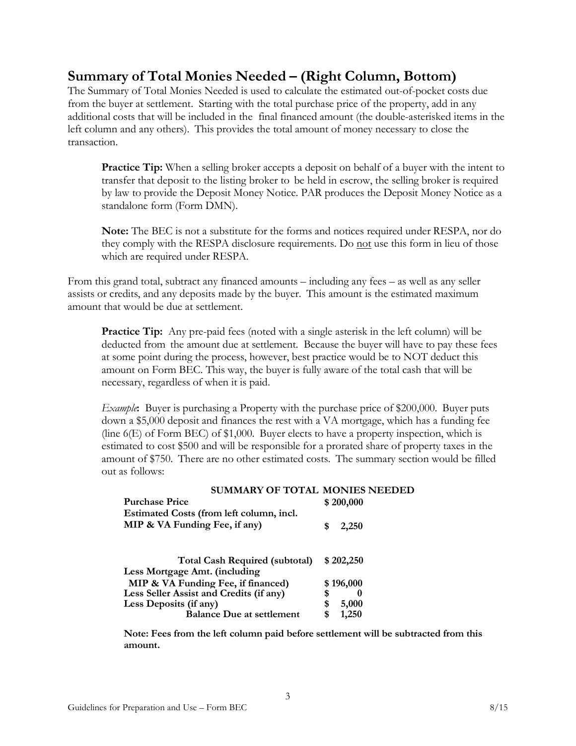## Summary of Total Monies Needed – (Right Column, Bottom)

The Summary of Total Monies Needed is used to calculate the estimated out-of-pocket costs due from the buyer at settlement. Starting with the total purchase price of the property, add in any additional costs that will be included in the final financed amount (the double-asterisked items in the left column and any others). This provides the total amount of money necessary to close the transaction.

> **Practice Tip:** When a selling broker accepts a deposit on behalf of a buyer with the intent to transfer that deposit to the listing broker to be held in escrow, the selling broker is required by law to provide the Deposit Money Notice. PAR produces the Deposit Money Notice as a standalone form (Form DMN).
>
> **Note:** The BEC is not a substitute for the forms and notices required under RESPA, nor do they comply with the RESPA disclosure requirements. Do <u>not</u> use this form in lieu of those which are required under RESPA.

From this grand total, subtract any financed amounts – including any fees – as well as any seller assists or credits, and any deposits made by the buyer. This amount is the estimated maximum amount that would be due at settlement.

> **Practice Tip:** Any pre-paid fees (noted with a single asterisk in the left column) will be deducted from the amount due at settlement. Because the buyer will have to pay these fees at some point during the process, however, best practice would be to NOT deduct this amount on Form BEC. This way, the buyer is fully aware of the total cash that will be necessary, regardless of when it is paid.
>
> *Example*: Buyer is purchasing a Property with the purchase price of $200,000. Buyer puts down a $5,000 deposit and finances the rest with a VA mortgage, which has a funding fee (line 6(E) of Form BEC) of $1,000. Buyer elects to have a property inspection, which is estimated to cost $500 and will be responsible for a prorated share of property taxes in the amount of $750. There are no other estimated costs. The summary section would be filled out as follows:

| **SUMMARY OF TOTAL MONIES NEEDED** | |
|---|---|
| **Purchase Price** | **$ 200,000** |
| **Estimated Costs (from left column, incl. MIP & VA Funding Fee, if any)** | **$ 2,250** |
| **Total Cash Required (subtotal)** | **$ 202,250** |
| **Less Mortgage Amt. (including MIP & VA Funding Fee, if financed)** | **$ 196,000** |
| **Less Seller Assist and Credits (if any)** | **$ 0** |
| **Less Deposits (if any)** | **$ 5,000** |
| **Balance Due at settlement** | **$ 1,250** |

> **Note: Fees from the left column paid before settlement will be subtracted from this amount.**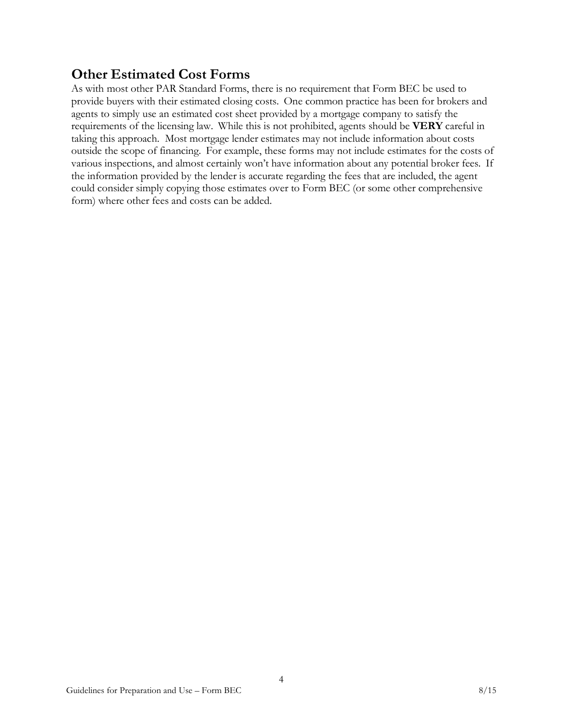## Other Estimated Cost Forms

As with most other PAR Standard Forms, there is no requirement that Form BEC be used to provide buyers with their estimated closing costs. One common practice has been for brokers and agents to simply use an estimated cost sheet provided by a mortgage company to satisfy the requirements of the licensing law. While this is not prohibited, agents should be **VERY** careful in taking this approach. Most mortgage lender estimates may not include information about costs outside the scope of financing. For example, these forms may not include estimates for the costs of various inspections, and almost certainly won't have information about any potential broker fees. If the information provided by the lender is accurate regarding the fees that are included, the agent could consider simply copying those estimates over to Form BEC (or some other comprehensive form) where other fees and costs can be added.